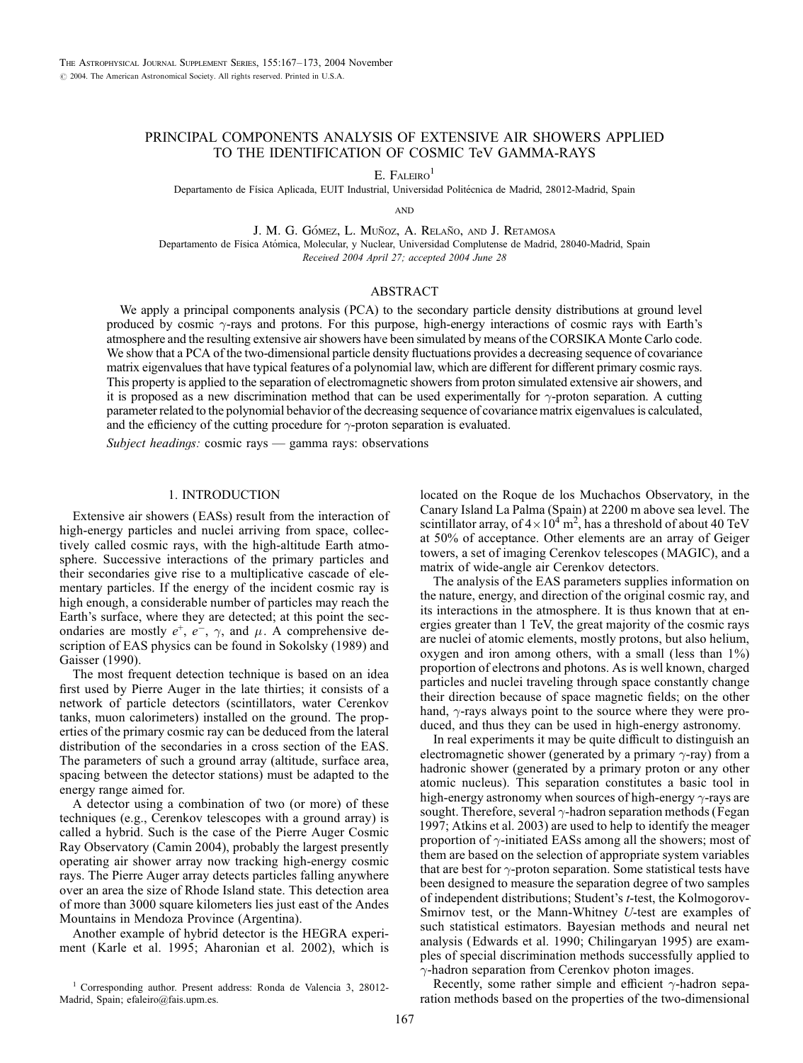# PRINCIPAL COMPONENTS ANALYSIS OF EXTENSIVE AIR SHOWERS APPLIED TO THE IDENTIFICATION OF COSMIC TeV GAMMA-RAYS

E. Faleiro[1]

Departamento de Física Aplicada, EUIT Industrial, Universidad Politécnica de Madrid, 28012-Madrid, Spain

and

J. M. G. Gómez, L. Muñoz, A. Relaño, and J. Retamosa

Departamento de Física Atómica, Molecular, y Nuclear, Universidad Complutense de Madrid, 28040-Madrid, Spain

*Received 2004 April 27; accepted 2004 June 28*

## ABSTRACT

We apply a principal components analysis (PCA) to the secondary particle density distributions at ground level produced by cosmic $\gamma$-rays and protons. For this purpose, high-energy interactions of cosmic rays with Earth's atmosphere and the resulting extensive air showers have been simulated by means of the CORSIKA Monte Carlo code. We show that a PCA of the two-dimensional particle density fluctuations provides a decreasing sequence of covariance matrix eigenvalues that have typical features of a polynomial law, which are different for different primary cosmic rays. This property is applied to the separation of electromagnetic showers from proton simulated extensive air showers, and it is proposed as a new discrimination method that can be used experimentally for $\gamma$-proton separation. A cutting parameter related to the polynomial behavior of the decreasing sequence of covariance matrix eigenvalues is calculated, and the efficiency of the cutting procedure for $\gamma$-proton separation is evaluated.

*Subject headings:* cosmic rays — gamma rays: observations

## 1. INTRODUCTION

Extensive air showers (EASs) result from the interaction of high-energy particles and nuclei arriving from space, collectively called cosmic rays, with the high-altitude Earth atmosphere. Successive interactions of the primary particles and their secondaries give rise to a multiplicative cascade of elementary particles. If the energy of the incident cosmic ray is high enough, a considerable number of particles may reach the Earth's surface, where they are detected; at this point the secondaries are mostly $e^+$, $e^-$, $\gamma$, and $\mu$. A comprehensive description of EAS physics can be found in Sokolsky (1989) and Gaisser (1990).

The most frequent detection technique is based on an idea first used by Pierre Auger in the late thirties; it consists of a network of particle detectors (scintillators, water Cerenkov tanks, muon calorimeters) installed on the ground. The properties of the primary cosmic ray can be deduced from the lateral distribution of the secondaries in a cross section of the EAS. The parameters of such a ground array (altitude, surface area, spacing between the detector stations) must be adapted to the energy range aimed for.

A detector using a combination of two (or more) of these techniques (e.g., Cerenkov telescopes with a ground array) is called a hybrid. Such is the case of the Pierre Auger Cosmic Ray Observatory (Camin 2004), probably the largest presently operating air shower array now tracking high-energy cosmic rays. The Pierre Auger array detects particles falling anywhere over an area the size of Rhode Island state. This detection area of more than 3000 square kilometers lies just east of the Andes Mountains in Mendoza Province (Argentina).

Another example of hybrid detector is the HEGRA experiment (Karle et al. 1995; Aharonian et al. 2002), which is located on the Roque de los Muchachos Observatory, in the Canary Island La Palma (Spain) at 2200 m above sea level. The scintillator array, of $4 \times 10^4$ m$^2$, has a threshold of about 40 TeV at 50% of acceptance. Other elements are an array of Geiger towers, a set of imaging Cerenkov telescopes (MAGIC), and a matrix of wide-angle air Cerenkov detectors.

The analysis of the EAS parameters supplies information on the nature, energy, and direction of the original cosmic ray, and its interactions in the atmosphere. It is thus known that at energies greater than 1 TeV, the great majority of the cosmic rays are nuclei of atomic elements, mostly protons, but also helium, oxygen and iron among others, with a small (less than 1%) proportion of electrons and photons. As is well known, charged particles and nuclei traveling through space constantly change their direction because of space magnetic fields; on the other hand, $\gamma$-rays always point to the source where they were produced, and thus they can be used in high-energy astronomy.

In real experiments it may be quite difficult to distinguish an electromagnetic shower (generated by a primary $\gamma$-ray) from a hadronic shower (generated by a primary proton or any other atomic nucleus). This separation constitutes a basic tool in high-energy astronomy when sources of high-energy $\gamma$-rays are sought. Therefore, several $\gamma$-hadron separation methods (Fegan 1997; Atkins et al. 2003) are used to help to identify the meager proportion of $\gamma$-initiated EASs among all the showers; most of them are based on the selection of appropriate system variables that are best for $\gamma$-proton separation. Some statistical tests have been designed to measure the separation degree of two samples of independent distributions; Student's *t*-test, the Kolmogorov-Smirnov test, or the Mann-Whitney *U*-test are examples of such statistical estimators. Bayesian methods and neural net analysis (Edwards et al. 1990; Chilingaryan 1995) are examples of special discrimination methods successfully applied to $\gamma$-hadron separation from Cerenkov photon images.

Recently, some rather simple and efficient $\gamma$-hadron separation methods based on the properties of the two-dimensional

[1] Corresponding author. Present address: Ronda de Valencia 3, 28012-Madrid, Spain; efaleiro@fais.upm.es.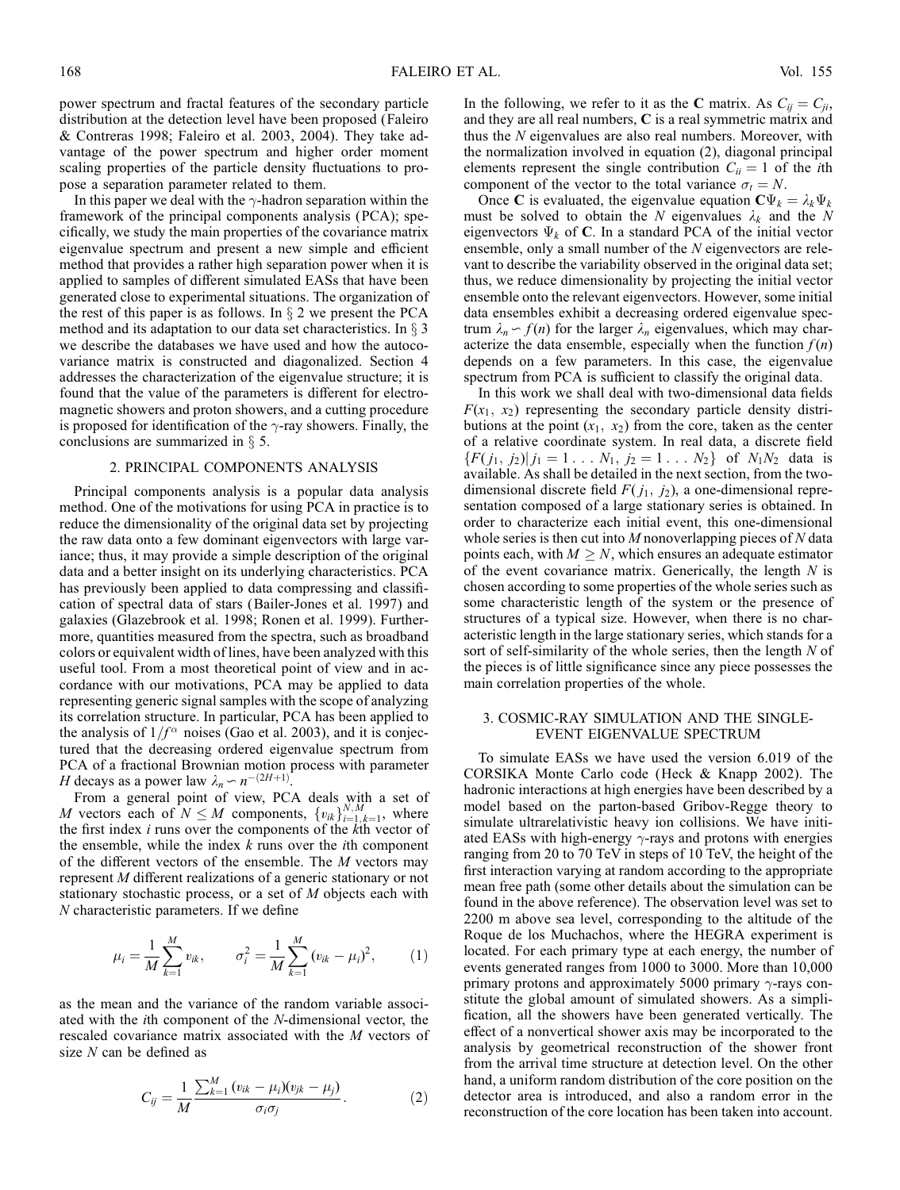power spectrum and fractal features of the secondary particle distribution at the detection level have been proposed (Faleiro & Contreras 1998; Faleiro et al. 2003, 2004). They take advantage of the power spectrum and higher order moment scaling properties of the particle density fluctuations to propose a separation parameter related to them.

In this paper we deal with the $\gamma$-hadron separation within the framework of the principal components analysis (PCA); specifically, we study the main properties of the covariance matrix eigenvalue spectrum and present a new simple and efficient method that provides a rather high separation power when it is applied to samples of different simulated EASs that have been generated close to experimental situations. The organization of the rest of this paper is as follows. In § 2 we present the PCA method and its adaptation to our data set characteristics. In § 3 we describe the databases we have used and how the autocovariance matrix is constructed and diagonalized. Section 4 addresses the characterization of the eigenvalue structure; it is found that the value of the parameters is different for electromagnetic showers and proton showers, and a cutting procedure is proposed for identification of the $\gamma$-ray showers. Finally, the conclusions are summarized in § 5.

## 2. PRINCIPAL COMPONENTS ANALYSIS

Principal components analysis is a popular data analysis method. One of the motivations for using PCA in practice is to reduce the dimensionality of the original data set by projecting the raw data onto a few dominant eigenvectors with large variance; thus, it may provide a simple description of the original data and a better insight on its underlying characteristics. PCA has previously been applied to data compressing and classification of spectral data of stars (Bailer-Jones et al. 1997) and galaxies (Glazebrook et al. 1998; Ronen et al. 1999). Furthermore, quantities measured from the spectra, such as broadband colors or equivalent width of lines, have been analyzed with this useful tool. From a most theoretical point of view and in accordance with our motivations, PCA may be applied to data representing generic signal samples with the scope of analyzing its correlation structure. In particular, PCA has been applied to the analysis of $1/f^{\alpha}$ noises (Gao et al. 2003), and it is conjectured that the decreasing ordered eigenvalue spectrum from PCA of a fractional Brownian motion process with parameter $H$ decays as a power law $\lambda_n \backsim n^{-(2H+1)}$.

From a general point of view, PCA deals with a set of $M$ vectors each of $N \leq M$ components, $\{v_{ik}\}_{i=1,k=1}^{N,M}$, where the first index $i$ runs over the components of the $k$th vector of the ensemble, while the index $k$ runs over the $i$th component of the different vectors of the ensemble. The $M$ vectors may represent $M$ different realizations of a generic stationary or not stationary stochastic process, or a set of $M$ objects each with $N$ characteristic parameters. If we define

$$\mu_i = \frac{1}{M}\sum_{k=1}^{M} v_{ik}, \qquad \sigma_i^2 = \frac{1}{M}\sum_{k=1}^{M}(v_{ik}-\mu_i)^2, \tag{1}$$

as the mean and the variance of the random variable associated with the $i$th component of the $N$-dimensional vector, the rescaled covariance matrix associated with the $M$ vectors of size $N$ can be defined as

$$C_{ij} = \frac{1}{M}\frac{\sum_{k=1}^{M}(v_{ik}-\mu_i)(v_{jk}-\mu_j)}{\sigma_i\sigma_j}. \tag{2}$$

In the following, we refer to it as the **C** matrix. As $C_{ij} = C_{ji}$, and they are all real numbers, **C** is a real symmetric matrix and thus the $N$ eigenvalues are also real numbers. Moreover, with the normalization involved in equation (2), diagonal principal elements represent the single contribution $C_{ii} = 1$ of the $i$th component of the vector to the total variance $\sigma_t = N$.

Once **C** is evaluated, the eigenvalue equation $\mathbf{C}\Psi_k = \lambda_k \Psi_k$ must be solved to obtain the $N$ eigenvalues $\lambda_k$ and the $N$ eigenvectors $\Psi_k$ of **C**. In a standard PCA of the initial vector ensemble, only a small number of the $N$ eigenvectors are relevant to describe the variability observed in the original data set; thus, we reduce dimensionality by projecting the initial vector ensemble onto the relevant eigenvectors. However, some initial data ensembles exhibit a decreasing ordered eigenvalue spectrum $\lambda_n \backsim f(n)$ for the larger $\lambda_n$ eigenvalues, which may characterize the data ensemble, especially when the function $f(n)$ depends on a few parameters. In this case, the eigenvalue spectrum from PCA is sufficient to classify the original data.

In this work we shall deal with two-dimensional data fields $F(x_1, x_2)$ representing the secondary particle density distributions at the point $(x_1, x_2)$ from the core, taken as the center of a relative coordinate system. In real data, a discrete field $\{F(j_1, j_2)| j_1 = 1 \ldots N_1, j_2 = 1 \ldots N_2\}$ of $N_1N_2$ data is available. As shall be detailed in the next section, from the two-dimensional discrete field $F(j_1, j_2)$, a one-dimensional representation composed of a large stationary series is obtained. In order to characterize each initial event, this one-dimensional whole series is then cut into $M$ nonoverlapping pieces of $N$ data points each, with $M \geq N$, which ensures an adequate estimator of the event covariance matrix. Generically, the length $N$ is chosen according to some properties of the whole series such as some characteristic length of the system or the presence of structures of a typical size. However, when there is no characteristic length in the large stationary series, which stands for a sort of self-similarity of the whole series, then the length $N$ of the pieces is of little significance since any piece possesses the main correlation properties of the whole.

## 3. COSMIC-RAY SIMULATION AND THE SINGLE-EVENT EIGENVALUE SPECTRUM

To simulate EASs we have used the version 6.019 of the CORSIKA Monte Carlo code (Heck & Knapp 2002). The hadronic interactions at high energies have been described by a model based on the parton-based Gribov-Regge theory to simulate ultrarelativistic heavy ion collisions. We have initiated EASs with high-energy $\gamma$-rays and protons with energies ranging from 20 to 70 TeV in steps of 10 TeV, the height of the first interaction varying at random according to the appropriate mean free path (some other details about the simulation can be found in the above reference). The observation level was set to 2200 m above sea level, corresponding to the altitude of the Roque de los Muchachos, where the HEGRA experiment is located. For each primary type at each energy, the number of events generated ranges from 1000 to 3000. More than 10,000 primary protons and approximately 5000 primary $\gamma$-rays constitute the global amount of simulated showers. As a simplification, all the showers have been generated vertically. The effect of a nonvertical shower axis may be incorporated to the analysis by geometrical reconstruction of the shower front from the arrival time structure at detection level. On the other hand, a uniform random distribution of the core position on the detector area is introduced, and also a random error in the reconstruction of the core location has been taken into account.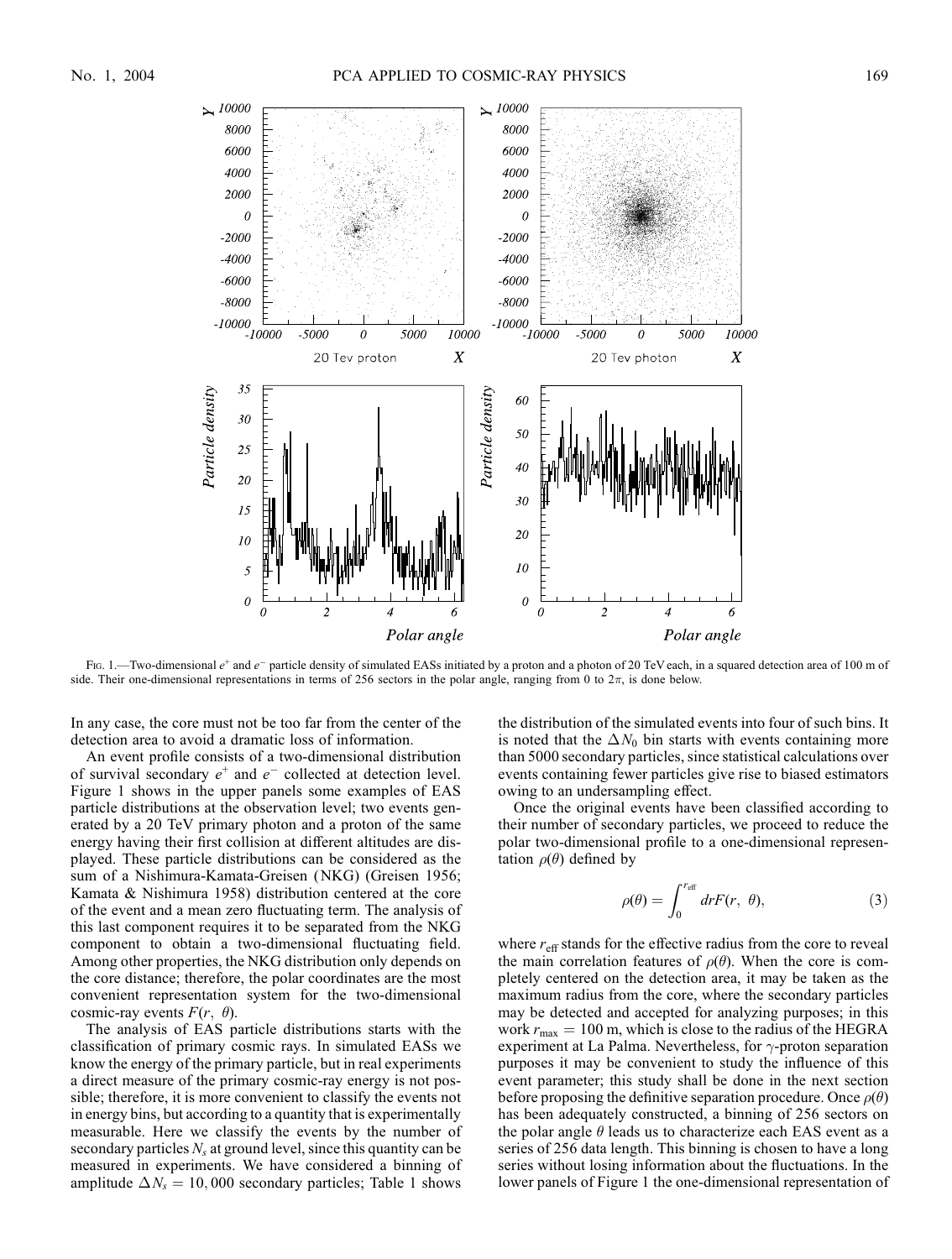FIG. 1.—Two-dimensional $e^+$ and $e^-$ particle density of simulated EASs initiated by a proton and a photon of 20 TeV each, in a squared detection area of 100 m of side. Their one-dimensional representations in terms of 256 sectors in the polar angle, ranging from 0 to $2\pi$, is done below.

In any case, the core must not be too far from the center of the detection area to avoid a dramatic loss of information.

An event profile consists of a two-dimensional distribution of survival secondary $e^+$ and $e^-$ collected at detection level. Figure 1 shows in the upper panels some examples of EAS particle distributions at the observation level; two events generated by a 20 TeV primary photon and a proton of the same energy having their first collision at different altitudes are displayed. These particle distributions can be considered as the sum of a Nishimura-Kamata-Greisen (NKG) (Greisen 1956; Kamata & Nishimura 1958) distribution centered at the core of the event and a mean zero fluctuating term. The analysis of this last component requires it to be separated from the NKG component to obtain a two-dimensional fluctuating field. Among other properties, the NKG distribution only depends on the core distance; therefore, the polar coordinates are the most convenient representation system for the two-dimensional cosmic-ray events $F(r, \theta)$.

The analysis of EAS particle distributions starts with the classification of primary cosmic rays. In simulated EASs we know the energy of the primary particle, but in real experiments a direct measure of the primary cosmic-ray energy is not possible; therefore, it is more convenient to classify the events not in energy bins, but according to a quantity that is experimentally measurable. Here we classify the events by the number of secondary particles $N_s$ at ground level, since this quantity can be measured in experiments. We have considered a binning of amplitude $\Delta N_s = 10{,}000$ secondary particles; Table 1 shows the distribution of the simulated events into four of such bins. It is noted that the $\Delta N_0$ bin starts with events containing more than 5000 secondary particles, since statistical calculations over events containing fewer particles give rise to biased estimators owing to an undersampling effect.

Once the original events have been classified according to their number of secondary particles, we proceed to reduce the polar two-dimensional profile to a one-dimensional representation $\rho(\theta)$ defined by

$$\rho(\theta) = \int_0^{r_{\rm eff}} dr F(r, \theta), \tag{3}$$

where $r_{\rm eff}$ stands for the effective radius from the core to reveal the main correlation features of $\rho(\theta)$. When the core is completely centered on the detection area, it may be taken as the maximum radius from the core, where the secondary particles may be detected and accepted for analyzing purposes; in this work $r_{\rm max} = 100$ m, which is close to the radius of the HEGRA experiment at La Palma. Nevertheless, for $\gamma$-proton separation purposes it may be convenient to study the influence of this event parameter; this study shall be done in the next section before proposing the definitive separation procedure. Once $\rho(\theta)$ has been adequately constructed, a binning of 256 sectors on the polar angle $\theta$ leads us to characterize each EAS event as a series of 256 data length. This binning is chosen to have a long series without losing information about the fluctuations. In the lower panels of Figure 1 the one-dimensional representation of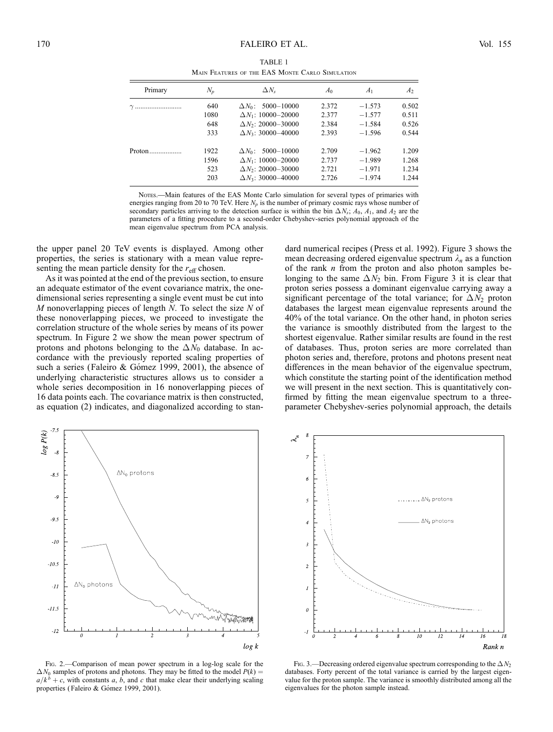TABLE 1

Main Features of the EAS Monte Carlo Simulation

| Primary | $N_p$ | $\Delta N_s$ | $A_0$ | $A_1$ | $A_2$ |
|---|---|---|---|---|---|
| $\gamma$ .......................... | 640 | $\Delta N_0$: 5000–10000 | 2.372 | −1.573 | 0.502 |
| | 1080 | $\Delta N_1$: 10000–20000 | 2.377 | −1.577 | 0.511 |
| | 648 | $\Delta N_2$: 20000–30000 | 2.384 | −1.584 | 0.526 |
| | 333 | $\Delta N_3$: 30000–40000 | 2.393 | −1.596 | 0.544 |
| Proton.................. | 1922 | $\Delta N_0$: 5000–10000 | 2.709 | −1.962 | 1.209 |
| | 1596 | $\Delta N_1$: 10000–20000 | 2.737 | −1.989 | 1.268 |
| | 523 | $\Delta N_2$: 20000–30000 | 2.721 | −1.971 | 1.234 |
| | 203 | $\Delta N_3$: 30000–40000 | 2.726 | −1.974 | 1.244 |

Notes.—Main features of the EAS Monte Carlo simulation for several types of primaries with energies ranging from 20 to 70 TeV. Here $N_p$ is the number of primary cosmic rays whose number of secondary particles arriving to the detection surface is within the bin $\Delta N_s$; $A_0$, $A_1$, and $A_2$ are the parameters of a fitting procedure to a second-order Chebyshev-series polynomial approach of the mean eigenvalue spectrum from PCA analysis.

the upper panel 20 TeV events is displayed. Among other properties, the series is stationary with a mean value representing the mean particle density for the $r_{\rm eff}$ chosen.

As it was pointed at the end of the previous section, to ensure an adequate estimator of the event covariance matrix, the one-dimensional series representing a single event must be cut into $M$ nonoverlapping pieces of length $N$. To select the size $N$ of these nonoverlapping pieces, we proceed to investigate the correlation structure of the whole series by means of its power spectrum. In Figure 2 we show the mean power spectrum of protons and photons belonging to the $\Delta N_0$ database. In accordance with the previously reported scaling properties of such a series (Faleiro & Gómez 1999, 2001), the absence of underlying characteristic structures allows us to consider a whole series decomposition in 16 nonoverlapping pieces of 16 data points each. The covariance matrix is then constructed, as equation (2) indicates, and diagonalized according to standard numerical recipes (Press et al. 1992). Figure 3 shows the mean decreasing ordered eigenvalue spectrum $\lambda_n$ as a function of the rank $n$ from the proton and also photon samples belonging to the same $\Delta N_2$ bin. From Figure 3 it is clear that proton series possess a dominant eigenvalue carrying away a significant percentage of the total variance; for $\Delta N_2$ proton databases the largest mean eigenvalue represents around the 40% of the total variance. On the other hand, in photon series the variance is smoothly distributed from the largest to the shortest eigenvalue. Rather similar results are found in the rest of databases. Thus, proton series are more correlated than photon series and, therefore, protons and photons present neat differences in the mean behavior of the eigenvalue spectrum, which constitute the starting point of the identification method we will present in the next section. This is quantitatively confirmed by fitting the mean eigenvalue spectrum to a three-parameter Chebyshev-series polynomial approach, the details

log P(k)

-7.5
-8
-8.5
-9
-9.5
-10
-10.5
-11
-11.5
-12

0 1 2 3 4 5

log k

$\Delta N_0$ protons

$\Delta N_0$ photons

Fig. 2.—Comparison of mean power spectrum in a log-log scale for the $\Delta N_0$ samples of protons and photons. They may be fitted to the model $P(k) = a/k^b + c$, with constants $a$, $b$, and $c$ that make clear their underlying scaling properties (Faleiro & Gómez 1999, 2001).

$\lambda_n$

8
7
6
5
4
3
2
1
0
-1

0 2 4 6 8 10 12 14 16 18

Rank n

$\Delta N_2$ protons

$\Delta N_2$ photons

Fig. 3.—Decreasing ordered eigenvalue spectrum corresponding to the $\Delta N_2$ databases. Forty percent of the total variance is carried by the largest eigenvalue for the proton sample. The variance is smoothly distributed among all the eigenvalues for the photon sample instead.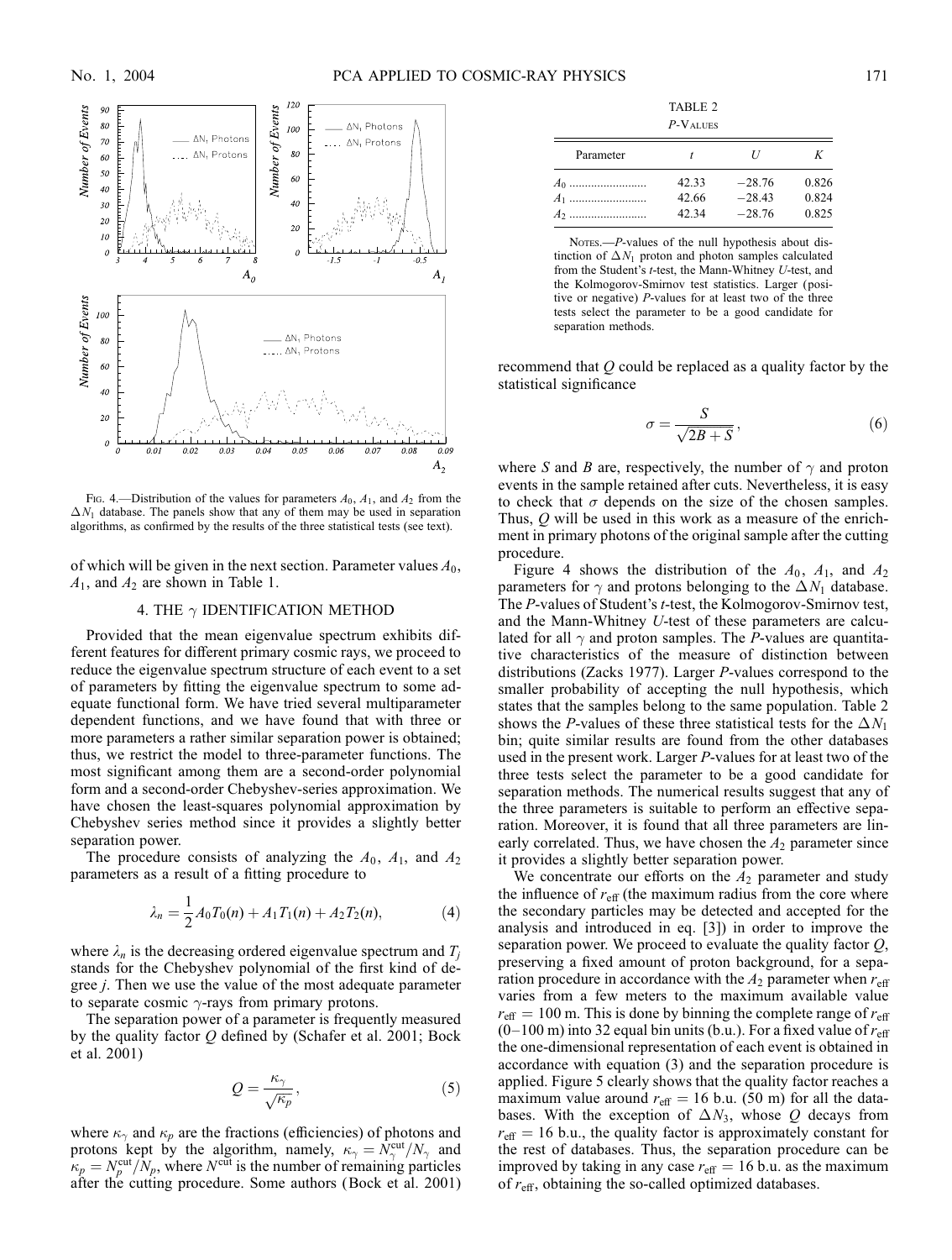Fig. 4.—Distribution of the values for parameters $A_0$, $A_1$, and $A_2$ from the $\Delta N_1$ database. The panels show that any of them may be used in separation algorithms, as confirmed by the results of the three statistical tests (see text).

of which will be given in the next section. Parameter values $A_0$, $A_1$, and $A_2$ are shown in Table 1.

## 4. THE $\gamma$ IDENTIFICATION METHOD

Provided that the mean eigenvalue spectrum exhibits different features for different primary cosmic rays, we proceed to reduce the eigenvalue spectrum structure of each event to a set of parameters by fitting the eigenvalue spectrum to some adequate functional form. We have tried several multiparameter dependent functions, and we have found that with three or more parameters a rather similar separation power is obtained; thus, we restrict the model to three-parameter functions. The most significant among them are a second-order polynomial form and a second-order Chebyshev-series approximation. We have chosen the least-squares polynomial approximation by Chebyshev series method since it provides a slightly better separation power.

The procedure consists of analyzing the $A_0$, $A_1$, and $A_2$ parameters as a result of a fitting procedure to

$$\lambda_n = \frac{1}{2} A_0 T_0(n) + A_1 T_1(n) + A_2 T_2(n), \tag{4}$$

where $\lambda_n$ is the decreasing ordered eigenvalue spectrum and $T_j$ stands for the Chebyshev polynomial of the first kind of degree $j$. Then we use the value of the most adequate parameter to separate cosmic $\gamma$-rays from primary protons.

The separation power of a parameter is frequently measured by the quality factor $Q$ defined by (Schafer et al. 2001; Bock et al. 2001)

$$Q = \frac{\kappa_\gamma}{\sqrt{\kappa_p}}, \tag{5}$$

where $\kappa_\gamma$ and $\kappa_p$ are the fractions (efficiencies) of photons and protons kept by the algorithm, namely, $\kappa_\gamma = N_\gamma^{\rm cut}/N_\gamma$ and $\kappa_p = N_p^{\rm cut}/N_p$, where $N^{\rm cut}$ is the number of remaining particles after the cutting procedure. Some authors (Bock et al. 2001) recommend that $Q$ could be replaced as a quality factor by the statistical significance

$$\sigma = \frac{S}{\sqrt{2B + S}}, \tag{6}$$

where $S$ and $B$ are, respectively, the number of $\gamma$ and proton events in the sample retained after cuts. Nevertheless, it is easy to check that $\sigma$ depends on the size of the chosen samples. Thus, $Q$ will be used in this work as a measure of the enrichment in primary photons of the original sample after the cutting procedure.

TABLE 2

*P*-Values

| Parameter | $t$ | $U$ | $K$ |
|---|---|---|---|
| $A_0$ | 42.33 | −28.76 | 0.826 |
| $A_1$ | 42.66 | −28.43 | 0.824 |
| $A_2$ | 42.34 | −28.76 | 0.825 |

Notes.—*P*-values of the null hypothesis about distinction of $\Delta N_1$ proton and photon samples calculated from the Student's *t*-test, the Mann-Whitney *U*-test, and the Kolmogorov-Smirnov test statistics. Larger (positive or negative) *P*-values for at least two of the three tests select the parameter to be a good candidate for separation methods.

Figure 4 shows the distribution of the $A_0$, $A_1$, and $A_2$ parameters for $\gamma$ and protons belonging to the $\Delta N_1$ database. The *P*-values of Student's *t*-test, the Kolmogorov-Smirnov test, and the Mann-Whitney *U*-test of these parameters are calculated for all $\gamma$ and proton samples. The *P*-values are quantitative characteristics of the measure of distinction between distributions (Zacks 1977). Larger *P*-values correspond to the smaller probability of accepting the null hypothesis, which states that the samples belong to the same population. Table 2 shows the *P*-values of these three statistical tests for the $\Delta N_1$ bin; quite similar results are found from the other databases used in the present work. Larger *P*-values for at least two of the three tests select the parameter to be a good candidate for separation methods. The numerical results suggest that any of the three parameters is suitable to perform an effective separation. Moreover, it is found that all three parameters are linearly correlated. Thus, we have chosen the $A_2$ parameter since it provides a slightly better separation power.

We concentrate our efforts on the $A_2$ parameter and study the influence of $r_{\rm eff}$ (the maximum radius from the core where the secondary particles may be detected and accepted for the analysis and introduced in eq. [3]) in order to improve the separation power. We proceed to evaluate the quality factor $Q$, preserving a fixed amount of proton background, for a separation procedure in accordance with the $A_2$ parameter when $r_{\rm eff}$ varies from a few meters to the maximum available value $r_{\rm eff} = 100$ m. This is done by binning the complete range of $r_{\rm eff}$ (0–100 m) into 32 equal bin units (b.u.). For a fixed value of $r_{\rm eff}$ the one-dimensional representation of each event is obtained in accordance with equation (3) and the separation procedure is applied. Figure 5 clearly shows that the quality factor reaches a maximum value around $r_{\rm eff} = 16$ b.u. (50 m) for all the databases. With the exception of $\Delta N_3$, whose $Q$ decays from $r_{\rm eff} = 16$ b.u., the quality factor is approximately constant for the rest of databases. Thus, the separation procedure can be improved by taking in any case $r_{\rm eff} = 16$ b.u. as the maximum of $r_{\rm eff}$, obtaining the so-called optimized databases.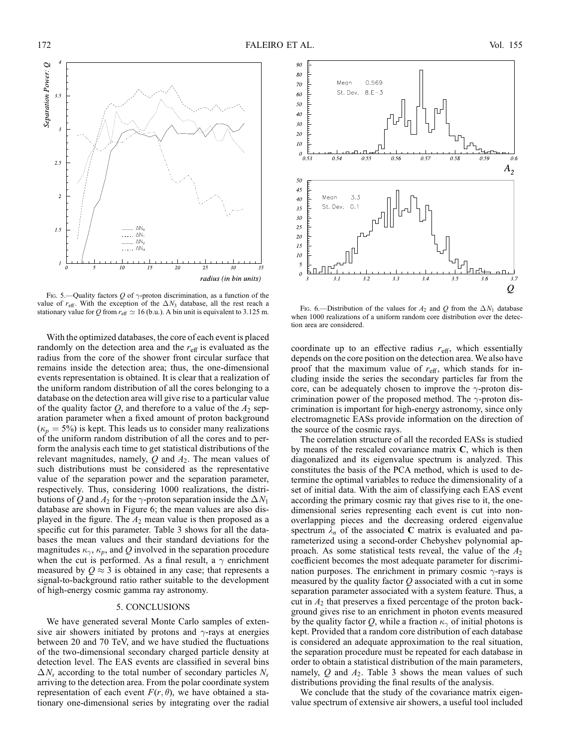Separation Power: Q

radius (in bin units)

$\Delta N_0$
$\Delta N_1$
$\Delta N_2$
$\Delta N_3$

Fig. 5.—Quality factors $Q$ of $\gamma$-proton discrimination, as a function of the value of $r_{\rm eff}$. With the exception of the $\Delta N_3$ database, all the rest reach a stationary value for $Q$ from $r_{\rm eff} \simeq 16$ (b.u.). A bin unit is equivalent to 3.125 m.

Mean 0.569
St. Dev. 8.E−3

$A_2$

Mean 3.3
St. Dev. 0.1

$Q$

Fig. 6.—Distribution of the values for $A_2$ and $Q$ from the $\Delta N_1$ database when 1000 realizations of a uniform random core distribution over the detection area are considered.

With the optimized databases, the core of each event is placed randomly on the detection area and the $r_{\rm eff}$ is evaluated as the radius from the core of the shower front circular surface that remains inside the detection area; thus, the one-dimensional events representation is obtained. It is clear that a realization of the uniform random distribution of all the cores belonging to a database on the detection area will give rise to a particular value of the quality factor $Q$, and therefore to a value of the $A_2$ separation parameter when a fixed amount of proton background ($\kappa_p = 5\%$) is kept. This leads us to consider many realizations of the uniform random distribution of all the cores and to perform the analysis each time to get statistical distributions of the relevant magnitudes, namely, $Q$ and $A_2$. The mean values of such distributions must be considered as the representative value of the separation power and the separation parameter, respectively. Thus, considering 1000 realizations, the distributions of $Q$ and $A_2$ for the $\gamma$-proton separation inside the $\Delta N_1$ database are shown in Figure 6; the mean values are also displayed in the figure. The $A_2$ mean value is then proposed as a specific cut for this parameter. Table 3 shows for all the databases the mean values and their standard deviations for the magnitudes $\kappa_\gamma$, $\kappa_p$, and $Q$ involved in the separation procedure when the cut is performed. As a final result, a $\gamma$ enrichment measured by $Q \approx 3$ is obtained in any case; that represents a signal-to-background ratio rather suitable to the development of high-energy cosmic gamma ray astronomy.

## 5. CONCLUSIONS

We have generated several Monte Carlo samples of extensive air showers initiated by protons and $\gamma$-rays at energies between 20 and 70 TeV, and we have studied the fluctuations of the two-dimensional secondary charged particle density at detection level. The EAS events are classified in several bins $\Delta N_s$ according to the total number of secondary particles $N_s$ arriving to the detection area. From the polar coordinate system representation of each event $F(r, \theta)$, we have obtained a stationary one-dimensional series by integrating over the radial coordinate up to an effective radius $r_{\rm eff}$, which essentially depends on the core position on the detection area. We also have proof that the maximum value of $r_{\rm eff}$, which stands for including inside the series the secondary particles far from the core, can be adequately chosen to improve the $\gamma$-proton discrimination power of the proposed method. The $\gamma$-proton discrimination is important for high-energy astronomy, since only electromagnetic EASs provide information on the direction of the source of the cosmic rays.

The correlation structure of all the recorded EASs is studied by means of the rescaled covariance matrix **C**, which is then diagonalized and its eigenvalue spectrum is analyzed. This constitutes the basis of the PCA method, which is used to determine the optimal variables to reduce the dimensionality of a set of initial data. With the aim of classifying each EAS event according the primary cosmic ray that gives rise to it, the one-dimensional series representing each event is cut into nonoverlapping pieces and the decreasing ordered eigenvalue spectrum $\lambda_n$ of the associated **C** matrix is evaluated and parameterized using a second-order Chebyshev polynomial approach. As some statistical tests reveal, the value of the $A_2$ coefficient becomes the most adequate parameter for discrimination purposes. The enrichment in primary cosmic $\gamma$-rays is measured by the quality factor $Q$ associated with a cut in some separation parameter associated with a system feature. Thus, a cut in $A_2$ that preserves a fixed percentage of the proton background gives rise to an enrichment in photon events measured by the quality factor $Q$, while a fraction $\kappa_\gamma$ of initial photons is kept. Provided that a random core distribution of each database is considered an adequate approximation to the real situation, the separation procedure must be repeated for each database in order to obtain a statistical distribution of the main parameters, namely, $Q$ and $A_2$. Table 3 shows the mean values of such distributions providing the final results of the analysis.

We conclude that the study of the covariance matrix eigenvalue spectrum of extensive air showers, a useful tool included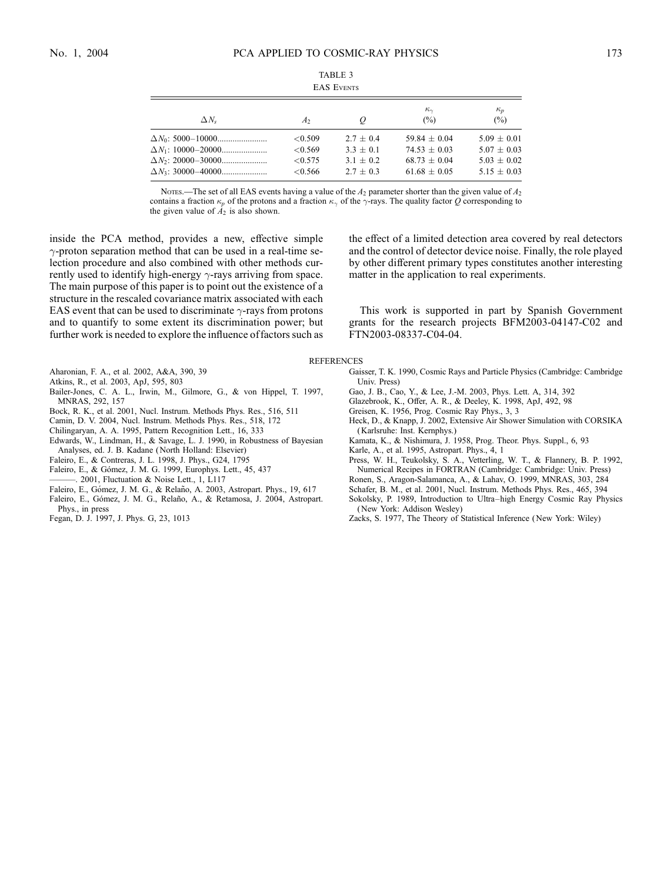TABLE 3

EAS Events

| $\Delta N_s$ | $A_2$ | $Q$ | $\kappa_\gamma$ (%) | $\kappa_p$ (%) |
|---|---|---|---|---|
| $\Delta N_0$: 5000–10000 | <0.509 | 2.7 ± 0.4 | 59.84 ± 0.04 | 5.09 ± 0.01 |
| $\Delta N_1$: 10000–20000 | <0.569 | 3.3 ± 0.1 | 74.53 ± 0.03 | 5.07 ± 0.03 |
| $\Delta N_2$: 20000–30000 | <0.575 | 3.1 ± 0.2 | 68.73 ± 0.04 | 5.03 ± 0.02 |
| $\Delta N_3$: 30000–40000 | <0.566 | 2.7 ± 0.3 | 61.68 ± 0.05 | 5.15 ± 0.03 |

Notes.—The set of all EAS events having a value of the $A_2$ parameter shorter than the given value of $A_2$ contains a fraction $\kappa_p$ of the protons and a fraction $\kappa_\gamma$ of the $\gamma$-rays. The quality factor $Q$ corresponding to the given value of $A_2$ is also shown.

inside the PCA method, provides a new, effective simple $\gamma$-proton separation method that can be used in a real-time selection procedure and also combined with other methods currently used to identify high-energy $\gamma$-rays arriving from space. The main purpose of this paper is to point out the existence of a structure in the rescaled covariance matrix associated with each EAS event that can be used to discriminate $\gamma$-rays from protons and to quantify to some extent its discrimination power; but further work is needed to explore the influence of factors such as the effect of a limited detection area covered by real detectors and the control of detector device noise. Finally, the role played by other different primary types constitutes another interesting matter in the application to real experiments.

This work is supported in part by Spanish Government grants for the research projects BFM2003-04147-C02 and FTN2003-08337-C04-04.

## REFERENCES

Aharonian, F. A., et al. 2002, A&A, 390, 39

Atkins, R., et al. 2003, ApJ, 595, 803

Bailer-Jones, C. A. L., Irwin, M., Gilmore, G., & von Hippel, T. 1997, MNRAS, 292, 157

Bock, R. K., et al. 2001, Nucl. Instrum. Methods Phys. Res., 516, 511

Camin, D. V. 2004, Nucl. Instrum. Methods Phys. Res., 518, 172

Chilingaryan, A. A. 1995, Pattern Recognition Lett., 16, 333

Edwards, W., Lindman, H., & Savage, L. J. 1990, in Robustness of Bayesian Analyses, ed. J. B. Kadane (North Holland: Elsevier)

Faleiro, E., & Contreras, J. L. 1998, J. Phys., G24, 1795

Faleiro, E., & Gómez, J. M. G. 1999, Europhys. Lett., 45, 437

———. 2001, Fluctuation & Noise Lett., 1, L117

Faleiro, E., Gómez, J. M. G., & Relaño, A. 2003, Astropart. Phys., 19, 617

Faleiro, E., Gómez, J. M. G., Relaño, A., & Retamosa, J. 2004, Astropart. Phys., in press

Fegan, D. J. 1997, J. Phys. G, 23, 1013

Gaisser, T. K. 1990, Cosmic Rays and Particle Physics (Cambridge: Cambridge Univ. Press)

Gao, J. B., Cao, Y., & Lee, J.-M. 2003, Phys. Lett. A, 314, 392

Glazebrook, K., Offer, A. R., & Deeley, K. 1998, ApJ, 492, 98

Greisen, K. 1956, Prog. Cosmic Ray Phys., 3, 3

Heck, D., & Knapp, J. 2002, Extensive Air Shower Simulation with CORSIKA (Karlsruhe: Inst. Kernphys.)

Kamata, K., & Nishimura, J. 1958, Prog. Theor. Phys. Suppl., 6, 93

Karle, A., et al. 1995, Astropart. Phys., 4, 1

Press, W. H., Teukolsky, S. A., Vetterling, W. T., & Flannery, B. P. 1992, Numerical Recipes in FORTRAN (Cambridge: Cambridge: Univ. Press)

Ronen, S., Aragon-Salamanca, A., & Lahav, O. 1999, MNRAS, 303, 284

Schafer, B. M., et al. 2001, Nucl. Instrum. Methods Phys. Res., 465, 394

Sokolsky, P. 1989, Introduction to Ultra–high Energy Cosmic Ray Physics (New York: Addison Wesley)

Zacks, S. 1977, The Theory of Statistical Inference (New York: Wiley)